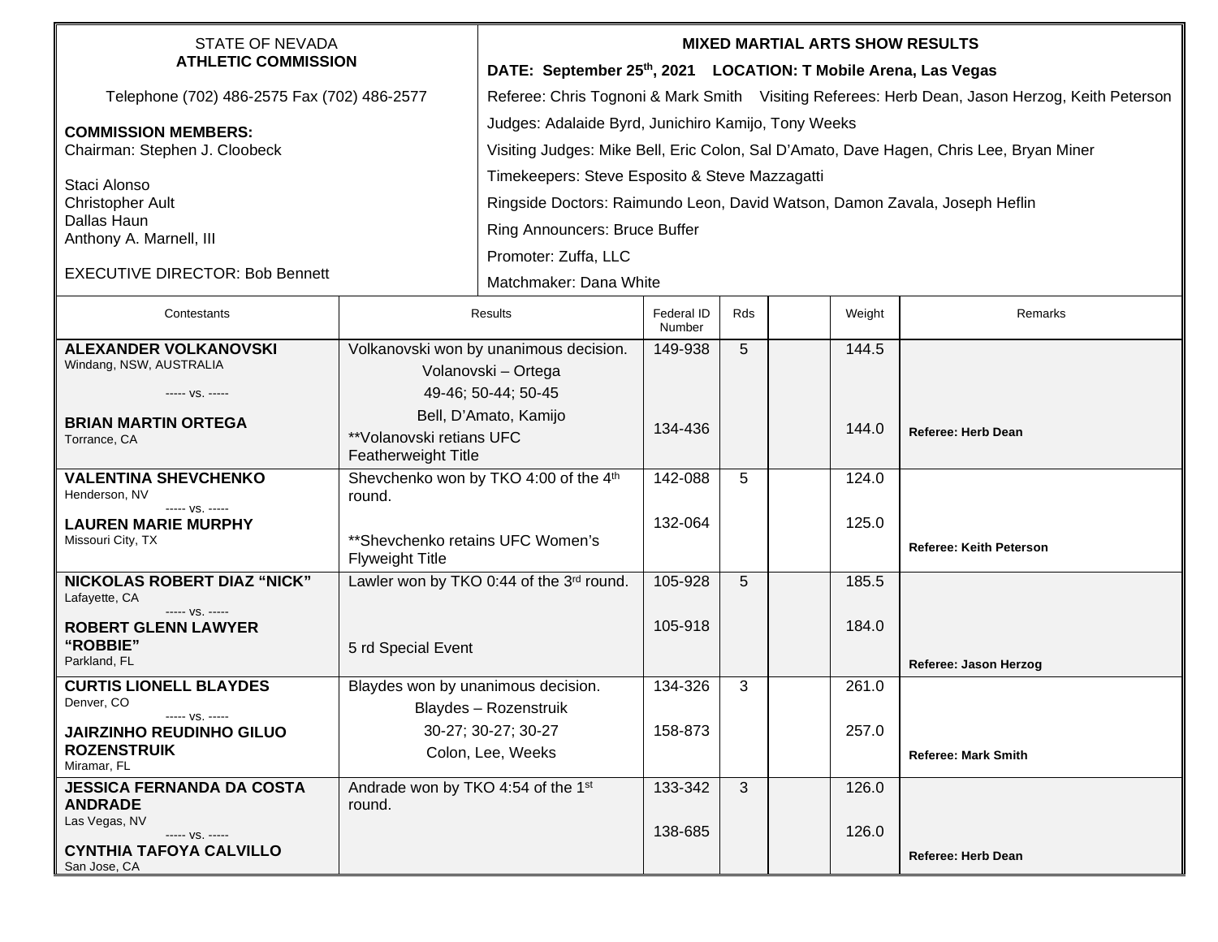STATE OF NEVADA
**ATHLETIC COMMISSION**

Telephone (702) 486-2575 Fax (702) 486-2577

**COMMISSION MEMBERS:**
Chairman: Stephen J. Cloobeck

Staci Alonso
Christopher Ault
Dallas Haun
Anthony A. Marnell, III

EXECUTIVE DIRECTOR: Bob Bennett

**MIXED MARTIAL ARTS SHOW RESULTS**

**DATE: September 25th, 2021 LOCATION: T Mobile Arena, Las Vegas**

Referee: Chris Tognoni & Mark Smith Visiting Referees: Herb Dean, Jason Herzog, Keith Peterson

Judges: Adalaide Byrd, Junichiro Kamijo, Tony Weeks

Visiting Judges: Mike Bell, Eric Colon, Sal D'Amato, Dave Hagen, Chris Lee, Bryan Miner

Timekeepers: Steve Esposito & Steve Mazzagatti

Ringside Doctors: Raimundo Leon, David Watson, Damon Zavala, Joseph Heflin

Ring Announcers: Bruce Buffer

Promoter: Zuffa, LLC

Matchmaker: Dana White

| Contestants | Results | Federal ID Number | Rds | | Weight | Remarks |
|---|---|---|---|---|---|---|
| **ALEXANDER VOLKANOVSKI** Windang, NSW, AUSTRALIA<br>----- vs. -----<br>**BRIAN MARTIN ORTEGA** Torrance, CA | Volkanovski won by unanimous decision.<br>Volanovski – Ortega<br>49-46; 50-44; 50-45<br>Bell, D'Amato, Kamijo<br>**Volanovski retians UFC Featherweight Title | 149-938<br><br>134-436 | 5 | | 144.5<br><br>144.0 | **Referee: Herb Dean** |
| **VALENTINA SHEVCHENKO** Henderson, NV<br>----- vs. -----<br>**LAUREN MARIE MURPHY** Missouri City, TX | Shevchenko won by TKO 4:00 of the 4th round.<br>**Shevchenko retains UFC Women's Flyweight Title | 142-088<br><br>132-064 | 5 | | 124.0<br><br>125.0 | **Referee: Keith Peterson** |
| **NICKOLAS ROBERT DIAZ "NICK"** Lafayette, CA<br>----- vs. -----<br>**ROBERT GLENN LAWYER "ROBBIE"** Parkland, FL | Lawler won by TKO 0:44 of the 3rd round.<br>5 rd Special Event | 105-928<br><br>105-918 | 5 | | 185.5<br><br>184.0 | **Referee: Jason Herzog** |
| **CURTIS LIONELL BLAYDES** Denver, CO<br>----- vs. -----<br>**JAIRZINHO REUDINHO GILUO ROZENSTRUIK** Miramar, FL | Blaydes won by unanimous decision.<br>Blaydes – Rozenstruik<br>30-27; 30-27; 30-27<br>Colon, Lee, Weeks | 134-326<br><br>158-873 | 3 | | 261.0<br><br>257.0 | **Referee: Mark Smith** |
| **JESSICA FERNANDA DA COSTA ANDRADE** Las Vegas, NV<br>----- vs. -----<br>**CYNTHIA TAFOYA CALVILLO** San Jose, CA | Andrade won by TKO 4:54 of the 1st round. | 133-342<br><br>138-685 | 3 | | 126.0<br><br>126.0 | **Referee: Herb Dean** |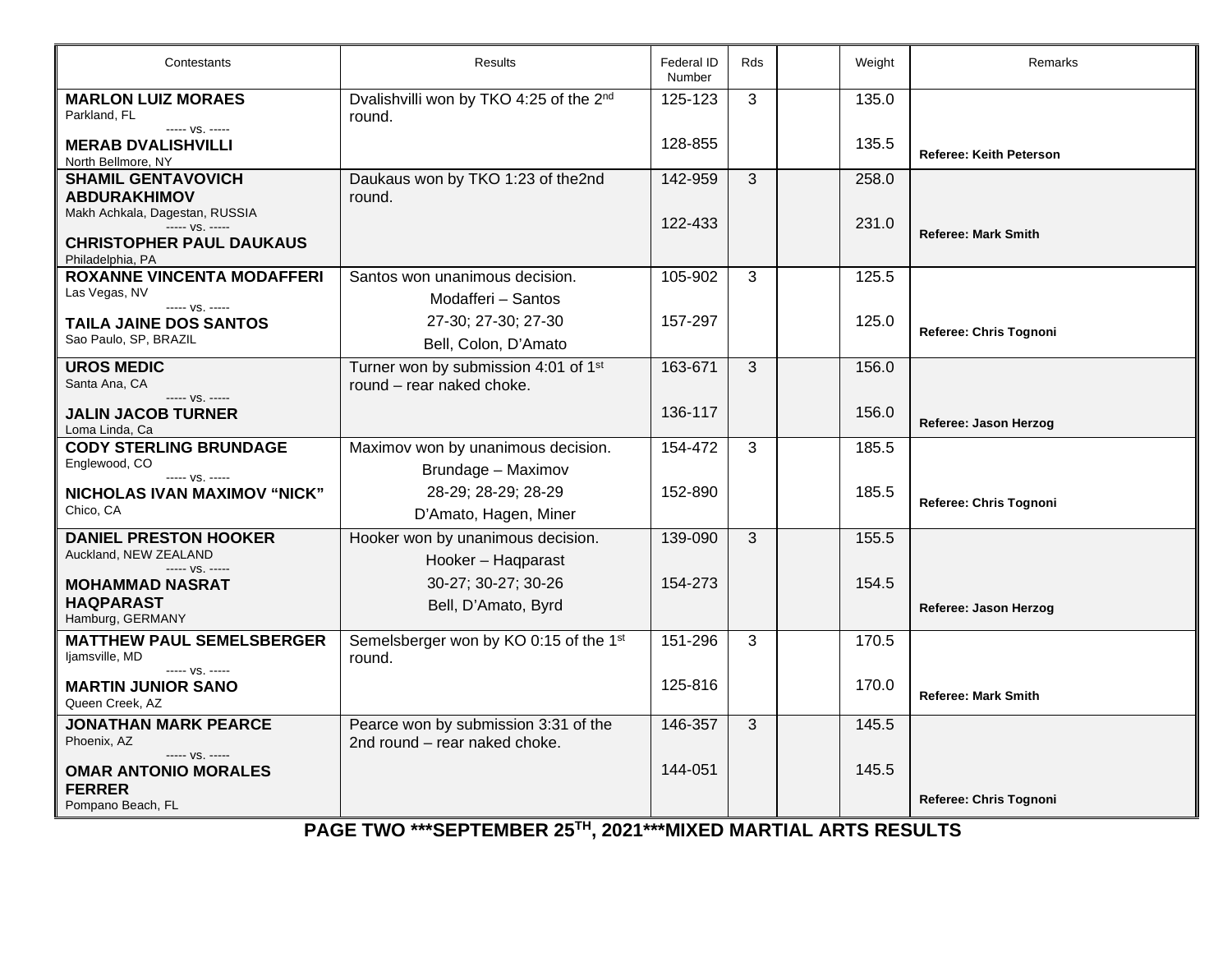| Contestants | Results | Federal ID Number | Rds | | Weight | Remarks |
|---|---|---|---|---|---|---|
| **MARLON LUIZ MORAES**<br>Parkland, FL<br>----- vs. -----<br>**MERAB DVALISHVILLI**<br>North Bellmore, NY | Dvalishvilli won by TKO 4:25 of the 2nd round. | 125-123<br><br>128-855 | 3 | | 135.0<br><br>135.5 | **Referee: Keith Peterson** |
| **SHAMIL GENTAVOVICH ABDURAKHIMOV**<br>Makh Achkala, Dagestan, RUSSIA<br>----- vs. -----<br>**CHRISTOPHER PAUL DAUKAUS**<br>Philadelphia, PA | Daukaus won by TKO 1:23 of the2nd round. | 142-959<br><br>122-433 | 3 | | 258.0<br><br>231.0 | **Referee: Mark Smith** |
| **ROXANNE VINCENTA MODAFFERI**<br>Las Vegas, NV<br>----- vs. -----<br>**TAILA JAINE DOS SANTOS**<br>Sao Paulo, SP, BRAZIL | Santos won unanimous decision.<br>Modafferi – Santos<br>27-30; 27-30; 27-30<br>Bell, Colon, D'Amato | 105-902<br><br>157-297 | 3 | | 125.5<br><br>125.0 | **Referee: Chris Tognoni** |
| **UROS MEDIC**<br>Santa Ana, CA<br>----- vs. -----<br>**JALIN JACOB TURNER**<br>Loma Linda, Ca | Turner won by submission 4:01 of 1st round – rear naked choke. | 163-671<br><br>136-117 | 3 | | 156.0<br><br>156.0 | **Referee: Jason Herzog** |
| **CODY STERLING BRUNDAGE**<br>Englewood, CO<br>----- vs. -----<br>**NICHOLAS IVAN MAXIMOV "NICK"**<br>Chico, CA | Maximov won by unanimous decision.<br>Brundage – Maximov<br>28-29; 28-29; 28-29<br>D'Amato, Hagen, Miner | 154-472<br><br>152-890 | 3 | | 185.5<br><br>185.5 | **Referee: Chris Tognoni** |
| **DANIEL PRESTON HOOKER**<br>Auckland, NEW ZEALAND<br>----- vs. -----<br>**MOHAMMAD NASRAT HAQPARAST**<br>Hamburg, GERMANY | Hooker won by unanimous decision.<br>Hooker – Haqparast<br>30-27; 30-27; 30-26<br>Bell, D'Amato, Byrd | 139-090<br><br>154-273 | 3 | | 155.5<br><br>154.5 | **Referee: Jason Herzog** |
| **MATTHEW PAUL SEMELSBERGER**<br>Ijamsville, MD<br>----- vs. -----<br>**MARTIN JUNIOR SANO**<br>Queen Creek, AZ | Semelsberger won by KO 0:15 of the 1st round. | 151-296<br><br>125-816 | 3 | | 170.5<br><br>170.0 | **Referee: Mark Smith** |
| **JONATHAN MARK PEARCE**<br>Phoenix, AZ<br>----- vs. -----<br>**OMAR ANTONIO MORALES FERRER**<br>Pompano Beach, FL | Pearce won by submission 3:31 of the 2nd round – rear naked choke. | 146-357<br><br>144-051 | 3 | | 145.5<br><br>145.5 | **Referee: Chris Tognoni** |

**PAGE TWO \*\*\*SEPTEMBER 25TH, 2021\*\*\*MIXED MARTIAL ARTS RESULTS**